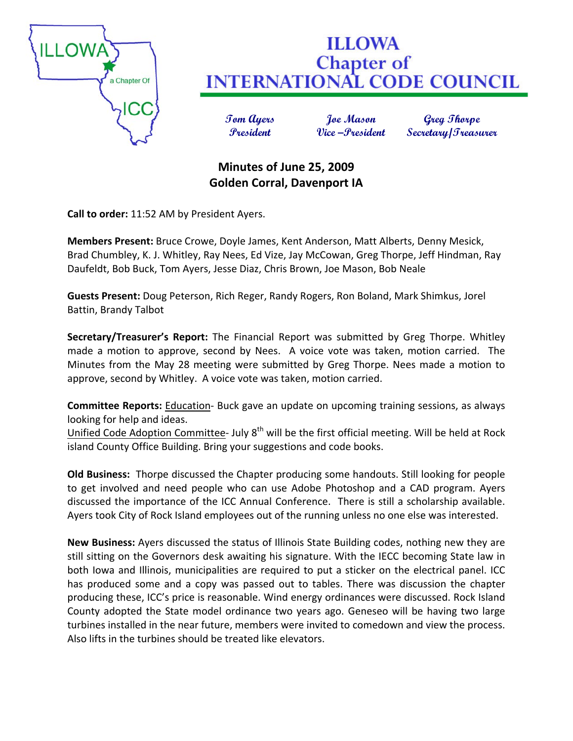# ILLOWA Chapter of INTERNATIONAL CODE COUNCIL

*Tom Ayers*
*President*

*Joe Mason*
*Vice –President*

*Greg Thorpe*
*Secretary/Treasurer*

## Minutes of June 25, 2009
## Golden Corral, Davenport IA

**Call to order:** 11:52 AM by President Ayers.

**Members Present:** Bruce Crowe, Doyle James, Kent Anderson, Matt Alberts, Denny Mesick, Brad Chumbley, K. J. Whitley, Ray Nees, Ed Vize, Jay McCowan, Greg Thorpe, Jeff Hindman, Ray Daufeldt, Bob Buck, Tom Ayers, Jesse Diaz, Chris Brown, Joe Mason, Bob Neale

**Guests Present:** Doug Peterson, Rich Reger, Randy Rogers, Ron Boland, Mark Shimkus, Jorel Battin, Brandy Talbot

**Secretary/Treasurer's Report:** The Financial Report was submitted by Greg Thorpe. Whitley made a motion to approve, second by Nees. A voice vote was taken, motion carried. The Minutes from the May 28 meeting were submitted by Greg Thorpe. Nees made a motion to approve, second by Whitley. A voice vote was taken, motion carried.

**Committee Reports:** Education- Buck gave an update on upcoming training sessions, as always looking for help and ideas.
Unified Code Adoption Committee- July 8th will be the first official meeting. Will be held at Rock island County Office Building. Bring your suggestions and code books.

**Old Business:** Thorpe discussed the Chapter producing some handouts. Still looking for people to get involved and need people who can use Adobe Photoshop and a CAD program. Ayers discussed the importance of the ICC Annual Conference. There is still a scholarship available. Ayers took City of Rock Island employees out of the running unless no one else was interested.

**New Business:** Ayers discussed the status of Illinois State Building codes, nothing new they are still sitting on the Governors desk awaiting his signature. With the IECC becoming State law in both Iowa and Illinois, municipalities are required to put a sticker on the electrical panel. ICC has produced some and a copy was passed out to tables. There was discussion the chapter producing these, ICC's price is reasonable. Wind energy ordinances were discussed. Rock Island County adopted the State model ordinance two years ago. Geneseo will be having two large turbines installed in the near future, members were invited to comedown and view the process. Also lifts in the turbines should be treated like elevators.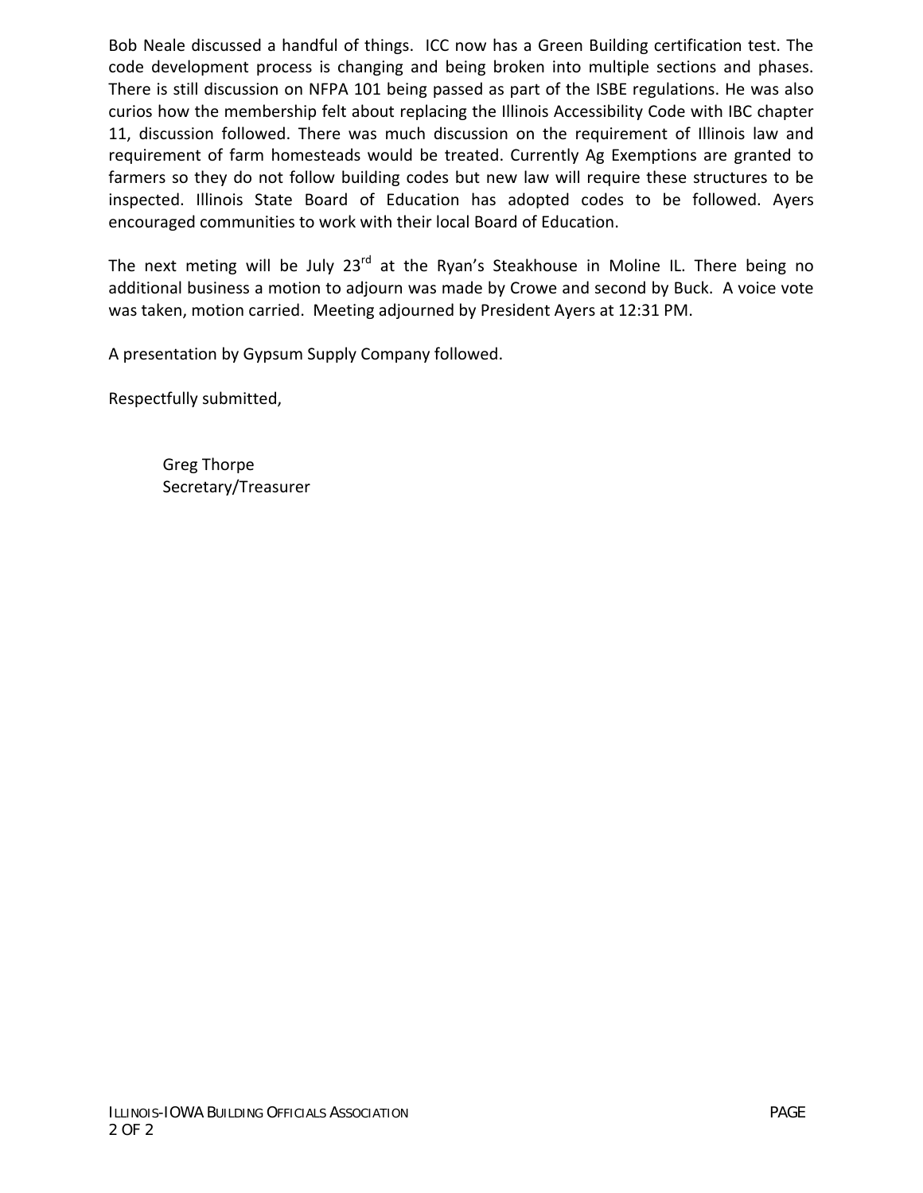Bob Neale discussed a handful of things. ICC now has a Green Building certification test. The code development process is changing and being broken into multiple sections and phases. There is still discussion on NFPA 101 being passed as part of the ISBE regulations. He was also curios how the membership felt about replacing the Illinois Accessibility Code with IBC chapter 11, discussion followed. There was much discussion on the requirement of Illinois law and requirement of farm homesteads would be treated. Currently Ag Exemptions are granted to farmers so they do not follow building codes but new law will require these structures to be inspected. Illinois State Board of Education has adopted codes to be followed. Ayers encouraged communities to work with their local Board of Education.

The next meting will be July 23rd at the Ryan's Steakhouse in Moline IL. There being no additional business a motion to adjourn was made by Crowe and second by Buck. A voice vote was taken, motion carried. Meeting adjourned by President Ayers at 12:31 PM.

A presentation by Gypsum Supply Company followed.

Respectfully submitted,

Greg Thorpe
Secretary/Treasurer